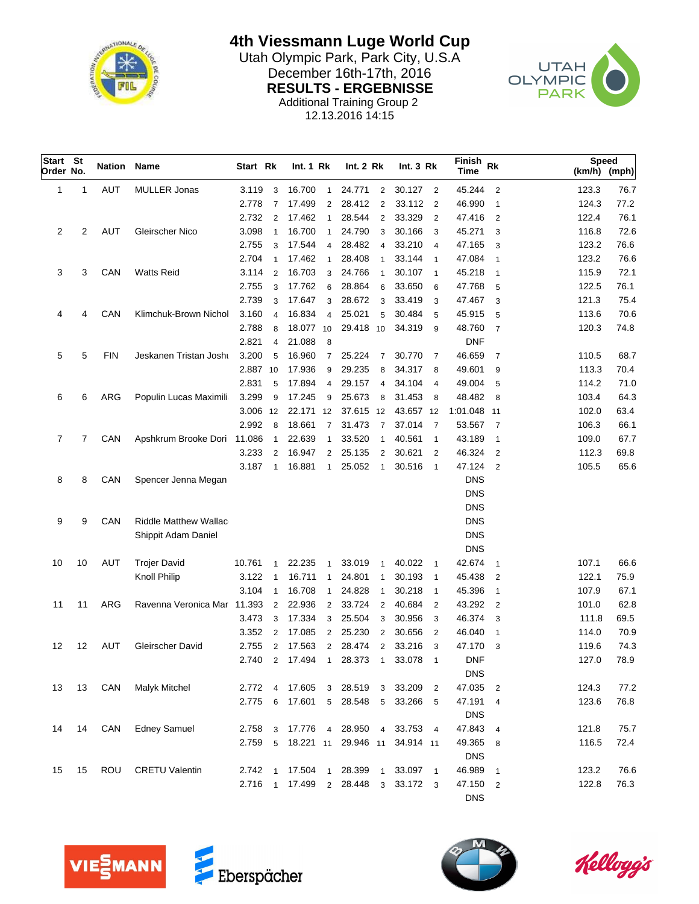# 4th Viessmann Luge World Cup

Utah Olympic Park, Park City, U.S.A

December 16th-17th, 2016

**RESULTS - ERGEBNISSE**

Additional Training Group 2

12.13.2016 14:15

| Start Order | St No. | Nation | Name | Start | Rk | Int. 1 | Rk | Int. 2 | Rk | Int. 3 | Rk | Finish Time | Rk | Speed (km/h) | Speed (mph) |
|---|---|---|---|---|---|---|---|---|---|---|---|---|---|---|---|
| 1 | 1 | AUT | MULLER Jonas | 3.119 | 3 | 16.700 | 1 | 24.771 | 2 | 30.127 | 2 | 45.244 | 2 | 123.3 | 76.7 |
| | | | | 2.778 | 7 | 17.499 | 2 | 28.412 | 2 | 33.112 | 2 | 46.990 | 1 | 124.3 | 77.2 |
| | | | | 2.732 | 2 | 17.462 | 1 | 28.544 | 2 | 33.329 | 2 | 47.416 | 2 | 122.4 | 76.1 |
| 2 | 2 | AUT | Gleirscher Nico | 3.098 | 1 | 16.700 | 1 | 24.790 | 3 | 30.166 | 3 | 45.271 | 3 | 116.8 | 72.6 |
| | | | | 2.755 | 3 | 17.544 | 4 | 28.482 | 4 | 33.210 | 4 | 47.165 | 3 | 123.2 | 76.6 |
| | | | | 2.704 | 1 | 17.462 | 1 | 28.408 | 1 | 33.144 | 1 | 47.084 | 1 | 123.2 | 76.6 |
| 3 | 3 | CAN | Watts Reid | 3.114 | 2 | 16.703 | 3 | 24.766 | 1 | 30.107 | 1 | 45.218 | 1 | 115.9 | 72.1 |
| | | | | 2.755 | 3 | 17.762 | 6 | 28.864 | 6 | 33.650 | 6 | 47.768 | 5 | 122.5 | 76.1 |
| | | | | 2.739 | 3 | 17.647 | 3 | 28.672 | 3 | 33.419 | 3 | 47.467 | 3 | 121.3 | 75.4 |
| 4 | 4 | CAN | Klimchuk-Brown Nichol | 3.160 | 4 | 16.834 | 4 | 25.021 | 5 | 30.484 | 5 | 45.915 | 5 | 113.6 | 70.6 |
| | | | | 2.788 | 8 | 18.077 | 10 | 29.418 | 10 | 34.319 | 9 | 48.760 | 7 | 120.3 | 74.8 |
| | | | | 2.821 | 4 | 21.088 | 8 | | | | | DNF | | | |
| 5 | 5 | FIN | Jeskanen Tristan Joshu | 3.200 | 5 | 16.960 | 7 | 25.224 | 7 | 30.770 | 7 | 46.659 | 7 | 110.5 | 68.7 |
| | | | | 2.887 | 10 | 17.936 | 9 | 29.235 | 8 | 34.317 | 8 | 49.601 | 9 | 113.3 | 70.4 |
| | | | | 2.831 | 5 | 17.894 | 4 | 29.157 | 4 | 34.104 | 4 | 49.004 | 5 | 114.2 | 71.0 |
| 6 | 6 | ARG | Populin Lucas Maximili | 3.299 | 9 | 17.245 | 9 | 25.673 | 8 | 31.453 | 8 | 48.482 | 8 | 103.4 | 64.3 |
| | | | | 3.006 | 12 | 22.171 | 12 | 37.615 | 12 | 43.657 | 12 | 1:01.048 | 11 | 102.0 | 63.4 |
| | | | | 2.992 | 8 | 18.661 | 7 | 31.473 | 7 | 37.014 | 7 | 53.567 | 7 | 106.3 | 66.1 |
| 7 | 7 | CAN | Apshkrum Brooke Dori | 11.086 | 1 | 22.639 | 1 | 33.520 | 1 | 40.561 | 1 | 43.189 | 1 | 109.0 | 67.7 |
| | | | | 3.233 | 2 | 16.947 | 2 | 25.135 | 2 | 30.621 | 2 | 46.324 | 2 | 112.3 | 69.8 |
| | | | | 3.187 | 1 | 16.881 | 1 | 25.052 | 1 | 30.516 | 1 | 47.124 | 2 | 105.5 | 65.6 |
| 8 | 8 | CAN | Spencer Jenna Megan | | | | | | | | | DNS | | | |
| | | | | | | | | | | | | DNS | | | |
| | | | | | | | | | | | | DNS | | | |
| 9 | 9 | CAN | Riddle Matthew Wallac | | | | | | | | | DNS | | | |
| | | | Shippit Adam Daniel | | | | | | | | | DNS | | | |
| | | | | | | | | | | | | DNS | | | |
| 10 | 10 | AUT | Trojer David | 10.761 | 1 | 22.235 | 1 | 33.019 | 1 | 40.022 | 1 | 42.674 | 1 | 107.1 | 66.6 |
| | | | Knoll Philip | 3.122 | 1 | 16.711 | 1 | 24.801 | 1 | 30.193 | 1 | 45.438 | 2 | 122.1 | 75.9 |
| | | | | 3.104 | 1 | 16.708 | 1 | 24.828 | 1 | 30.218 | 1 | 45.396 | 1 | 107.9 | 67.1 |
| 11 | 11 | ARG | Ravenna Veronica Mar | 11.393 | 2 | 22.936 | 2 | 33.724 | 2 | 40.684 | 2 | 43.292 | 2 | 101.0 | 62.8 |
| | | | | 3.473 | 3 | 17.334 | 3 | 25.504 | 3 | 30.956 | 3 | 46.374 | 3 | 111.8 | 69.5 |
| | | | | 3.352 | 2 | 17.085 | 2 | 25.230 | 2 | 30.656 | 2 | 46.040 | 1 | 114.0 | 70.9 |
| 12 | 12 | AUT | Gleirscher David | 2.755 | 2 | 17.563 | 2 | 28.474 | 2 | 33.216 | 3 | 47.170 | 3 | 119.6 | 74.3 |
| | | | | 2.740 | 2 | 17.494 | 1 | 28.373 | 1 | 33.078 | 1 | DNF | | 127.0 | 78.9 |
| | | | | | | | | | | | | DNS | | | |
| 13 | 13 | CAN | Malyk Mitchel | 2.772 | 4 | 17.605 | 3 | 28.519 | 3 | 33.209 | 2 | 47.035 | 2 | 124.3 | 77.2 |
| | | | | 2.775 | 6 | 17.601 | 5 | 28.548 | 5 | 33.266 | 5 | 47.191 | 4 | 123.6 | 76.8 |
| | | | | | | | | | | | | DNS | | | |
| 14 | 14 | CAN | Edney Samuel | 2.758 | 3 | 17.776 | 4 | 28.950 | 4 | 33.753 | 4 | 47.843 | 4 | 121.8 | 75.7 |
| | | | | 2.759 | 5 | 18.221 | 11 | 29.946 | 11 | 34.914 | 11 | 49.365 | 8 | 116.5 | 72.4 |
| | | | | | | | | | | | | DNS | | | |
| 15 | 15 | ROU | CRETU Valentin | 2.742 | 1 | 17.504 | 1 | 28.399 | 1 | 33.097 | 1 | 46.989 | 1 | 123.2 | 76.6 |
| | | | | 2.716 | 1 | 17.499 | 2 | 28.448 | 3 | 33.172 | 3 | 47.150 | 2 | 122.8 | 76.3 |
| | | | | | | | | | | | | DNS | | | |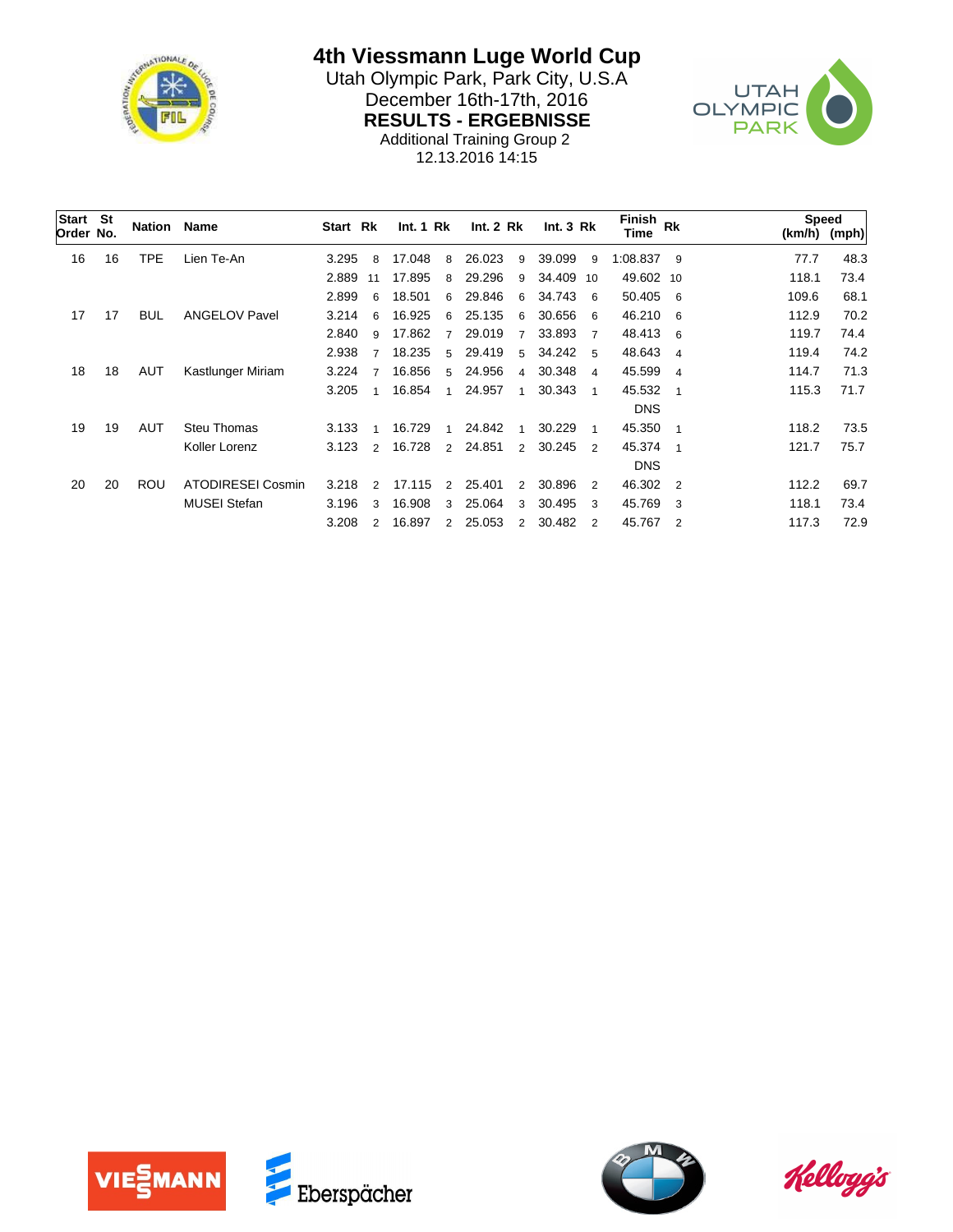# 4th Viessmann Luge World Cup

Utah Olympic Park, Park City, U.S.A

December 16th-17th, 2016

**RESULTS - ERGEBNISSE**

Additional Training Group 2

12.13.2016 14:15

| Start Order | St No. | Nation | Name | Start | Rk | Int. 1 | Rk | Int. 2 | Rk | Int. 3 | Rk | Finish Time | Rk | Speed (km/h) | (mph) |
|---|---|---|---|---|---|---|---|---|---|---|---|---|---|---|---|
| 16 | 16 | TPE | Lien Te-An | 3.295 | 8 | 17.048 | 8 | 26.023 | 9 | 39.099 | 9 | 1:08.837 | 9 | 77.7 | 48.3 |
| | | | | 2.889 | 11 | 17.895 | 8 | 29.296 | 9 | 34.409 | 10 | 49.602 | 10 | 118.1 | 73.4 |
| | | | | 2.899 | 6 | 18.501 | 6 | 29.846 | 6 | 34.743 | 6 | 50.405 | 6 | 109.6 | 68.1 |
| 17 | 17 | BUL | ANGELOV Pavel | 3.214 | 6 | 16.925 | 6 | 25.135 | 6 | 30.656 | 6 | 46.210 | 6 | 112.9 | 70.2 |
| | | | | 2.840 | 9 | 17.862 | 7 | 29.019 | 7 | 33.893 | 7 | 48.413 | 6 | 119.7 | 74.4 |
| | | | | 2.938 | 7 | 18.235 | 5 | 29.419 | 5 | 34.242 | 5 | 48.643 | 4 | 119.4 | 74.2 |
| 18 | 18 | AUT | Kastlunger Miriam | 3.224 | 7 | 16.856 | 5 | 24.956 | 4 | 30.348 | 4 | 45.599 | 4 | 114.7 | 71.3 |
| | | | | 3.205 | 1 | 16.854 | 1 | 24.957 | 1 | 30.343 | 1 | 45.532 | 1 | 115.3 | 71.7 |
| | | | | | | | | | | | | DNS | | | |
| 19 | 19 | AUT | Steu Thomas | 3.133 | 1 | 16.729 | 1 | 24.842 | 1 | 30.229 | 1 | 45.350 | 1 | 118.2 | 73.5 |
| | | | Koller Lorenz | 3.123 | 2 | 16.728 | 2 | 24.851 | 2 | 30.245 | 2 | 45.374 | 1 | 121.7 | 75.7 |
| | | | | | | | | | | | | DNS | | | |
| 20 | 20 | ROU | ATODIRESEI Cosmin | 3.218 | 2 | 17.115 | 2 | 25.401 | 2 | 30.896 | 2 | 46.302 | 2 | 112.2 | 69.7 |
| | | | MUSEI Stefan | 3.196 | 3 | 16.908 | 3 | 25.064 | 3 | 30.495 | 3 | 45.769 | 3 | 118.1 | 73.4 |
| | | | | 3.208 | 2 | 16.897 | 2 | 25.053 | 2 | 30.482 | 2 | 45.767 | 2 | 117.3 | 72.9 |